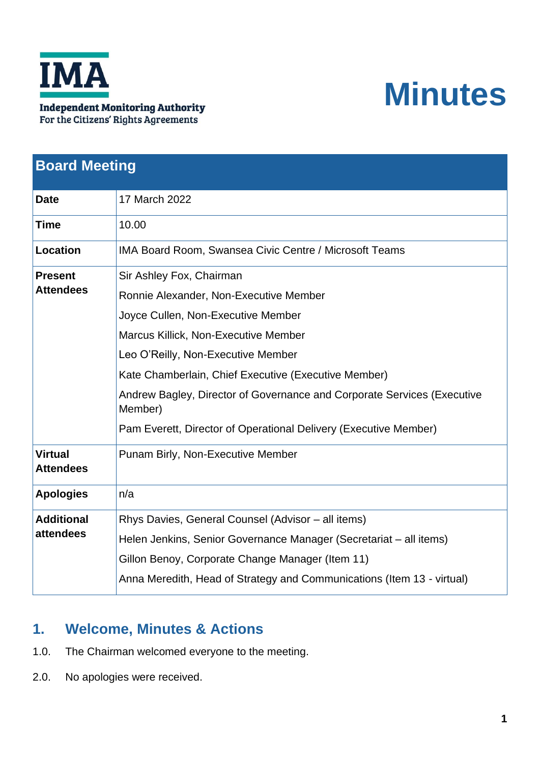Independent Monitoring Authority
For the Citizens' Rights Agreements

# Minutes

| Board Meeting | |
|---|---|
| **Date** | 17 March 2022 |
| **Time** | 10.00 |
| **Location** | IMA Board Room, Swansea Civic Centre / Microsoft Teams |
| **Present Attendees** | Sir Ashley Fox, Chairman<br>Ronnie Alexander, Non-Executive Member<br>Joyce Cullen, Non-Executive Member<br>Marcus Killick, Non-Executive Member<br>Leo O'Reilly, Non-Executive Member<br>Kate Chamberlain, Chief Executive (Executive Member)<br>Andrew Bagley, Director of Governance and Corporate Services (Executive Member)<br>Pam Everett, Director of Operational Delivery (Executive Member) |
| **Virtual Attendees** | Punam Birly, Non-Executive Member |
| **Apologies** | n/a |
| **Additional attendees** | Rhys Davies, General Counsel (Advisor – all items)<br>Helen Jenkins, Senior Governance Manager (Secretariat – all items)<br>Gillon Benoy, Corporate Change Manager (Item 11)<br>Anna Meredith, Head of Strategy and Communications (Item 13 - virtual) |

## 1. Welcome, Minutes & Actions

1.0. The Chairman welcomed everyone to the meeting.

2.0. No apologies were received.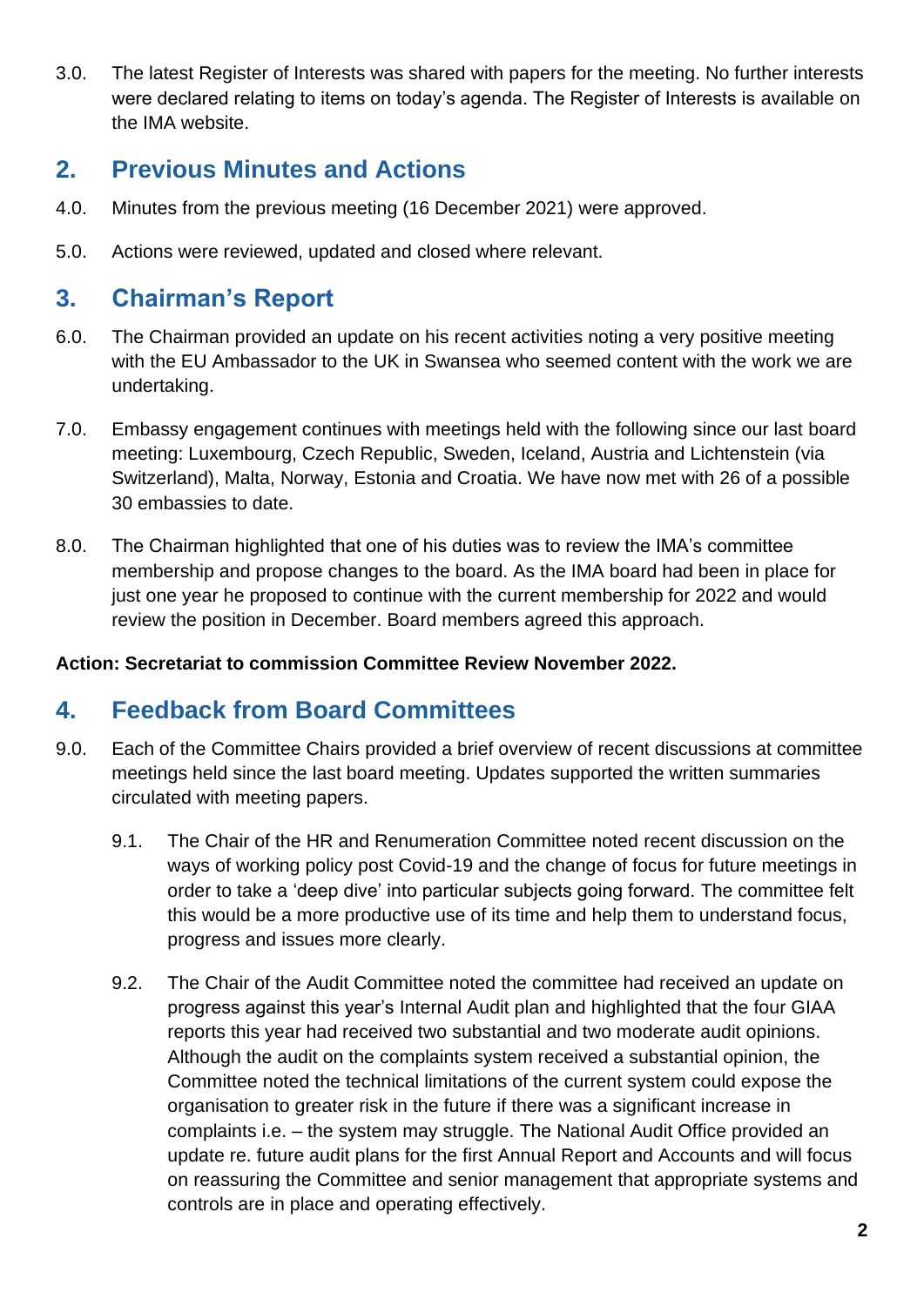3.0. The latest Register of Interests was shared with papers for the meeting. No further interests were declared relating to items on today's agenda. The Register of Interests is available on the IMA website.

## 2. Previous Minutes and Actions

4.0. Minutes from the previous meeting (16 December 2021) were approved.

5.0. Actions were reviewed, updated and closed where relevant.

## 3. Chairman's Report

6.0. The Chairman provided an update on his recent activities noting a very positive meeting with the EU Ambassador to the UK in Swansea who seemed content with the work we are undertaking.

7.0. Embassy engagement continues with meetings held with the following since our last board meeting: Luxembourg, Czech Republic, Sweden, Iceland, Austria and Lichtenstein (via Switzerland), Malta, Norway, Estonia and Croatia. We have now met with 26 of a possible 30 embassies to date.

8.0. The Chairman highlighted that one of his duties was to review the IMA's committee membership and propose changes to the board. As the IMA board had been in place for just one year he proposed to continue with the current membership for 2022 and would review the position in December. Board members agreed this approach.

**Action: Secretariat to commission Committee Review November 2022.**

## 4. Feedback from Board Committees

9.0. Each of the Committee Chairs provided a brief overview of recent discussions at committee meetings held since the last board meeting. Updates supported the written summaries circulated with meeting papers.

9.1. The Chair of the HR and Renumeration Committee noted recent discussion on the ways of working policy post Covid-19 and the change of focus for future meetings in order to take a 'deep dive' into particular subjects going forward. The committee felt this would be a more productive use of its time and help them to understand focus, progress and issues more clearly.

9.2. The Chair of the Audit Committee noted the committee had received an update on progress against this year's Internal Audit plan and highlighted that the four GIAA reports this year had received two substantial and two moderate audit opinions. Although the audit on the complaints system received a substantial opinion, the Committee noted the technical limitations of the current system could expose the organisation to greater risk in the future if there was a significant increase in complaints i.e. – the system may struggle. The National Audit Office provided an update re. future audit plans for the first Annual Report and Accounts and will focus on reassuring the Committee and senior management that appropriate systems and controls are in place and operating effectively.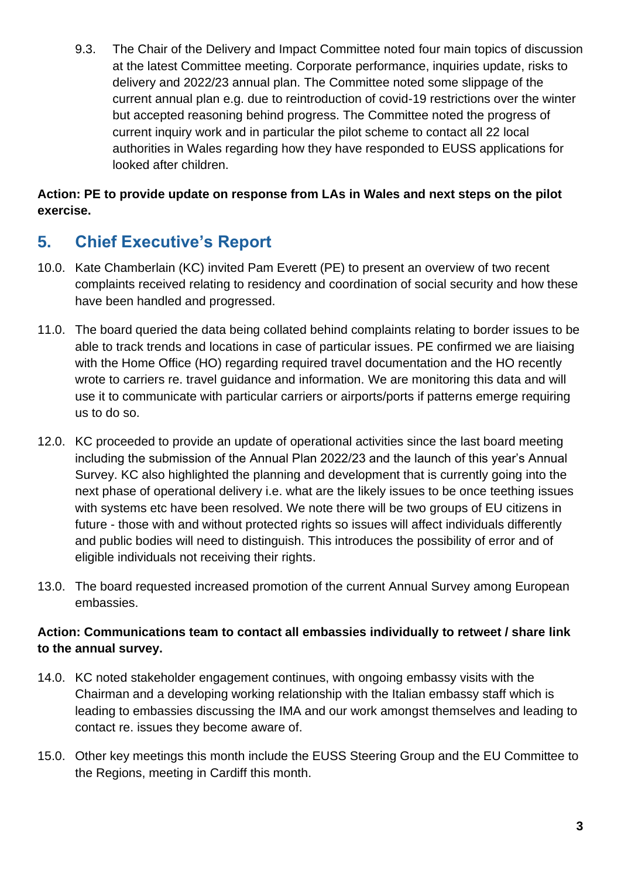9.3. The Chair of the Delivery and Impact Committee noted four main topics of discussion at the latest Committee meeting. Corporate performance, inquiries update, risks to delivery and 2022/23 annual plan. The Committee noted some slippage of the current annual plan e.g. due to reintroduction of covid-19 restrictions over the winter but accepted reasoning behind progress. The Committee noted the progress of current inquiry work and in particular the pilot scheme to contact all 22 local authorities in Wales regarding how they have responded to EUSS applications for looked after children.

**Action: PE to provide update on response from LAs in Wales and next steps on the pilot exercise.**

## 5. Chief Executive's Report

10.0. Kate Chamberlain (KC) invited Pam Everett (PE) to present an overview of two recent complaints received relating to residency and coordination of social security and how these have been handled and progressed.

11.0. The board queried the data being collated behind complaints relating to border issues to be able to track trends and locations in case of particular issues. PE confirmed we are liaising with the Home Office (HO) regarding required travel documentation and the HO recently wrote to carriers re. travel guidance and information. We are monitoring this data and will use it to communicate with particular carriers or airports/ports if patterns emerge requiring us to do so.

12.0. KC proceeded to provide an update of operational activities since the last board meeting including the submission of the Annual Plan 2022/23 and the launch of this year's Annual Survey. KC also highlighted the planning and development that is currently going into the next phase of operational delivery i.e. what are the likely issues to be once teething issues with systems etc have been resolved. We note there will be two groups of EU citizens in future - those with and without protected rights so issues will affect individuals differently and public bodies will need to distinguish. This introduces the possibility of error and of eligible individuals not receiving their rights.

13.0. The board requested increased promotion of the current Annual Survey among European embassies.

**Action: Communications team to contact all embassies individually to retweet / share link to the annual survey.**

14.0. KC noted stakeholder engagement continues, with ongoing embassy visits with the Chairman and a developing working relationship with the Italian embassy staff which is leading to embassies discussing the IMA and our work amongst themselves and leading to contact re. issues they become aware of.

15.0. Other key meetings this month include the EUSS Steering Group and the EU Committee to the Regions, meeting in Cardiff this month.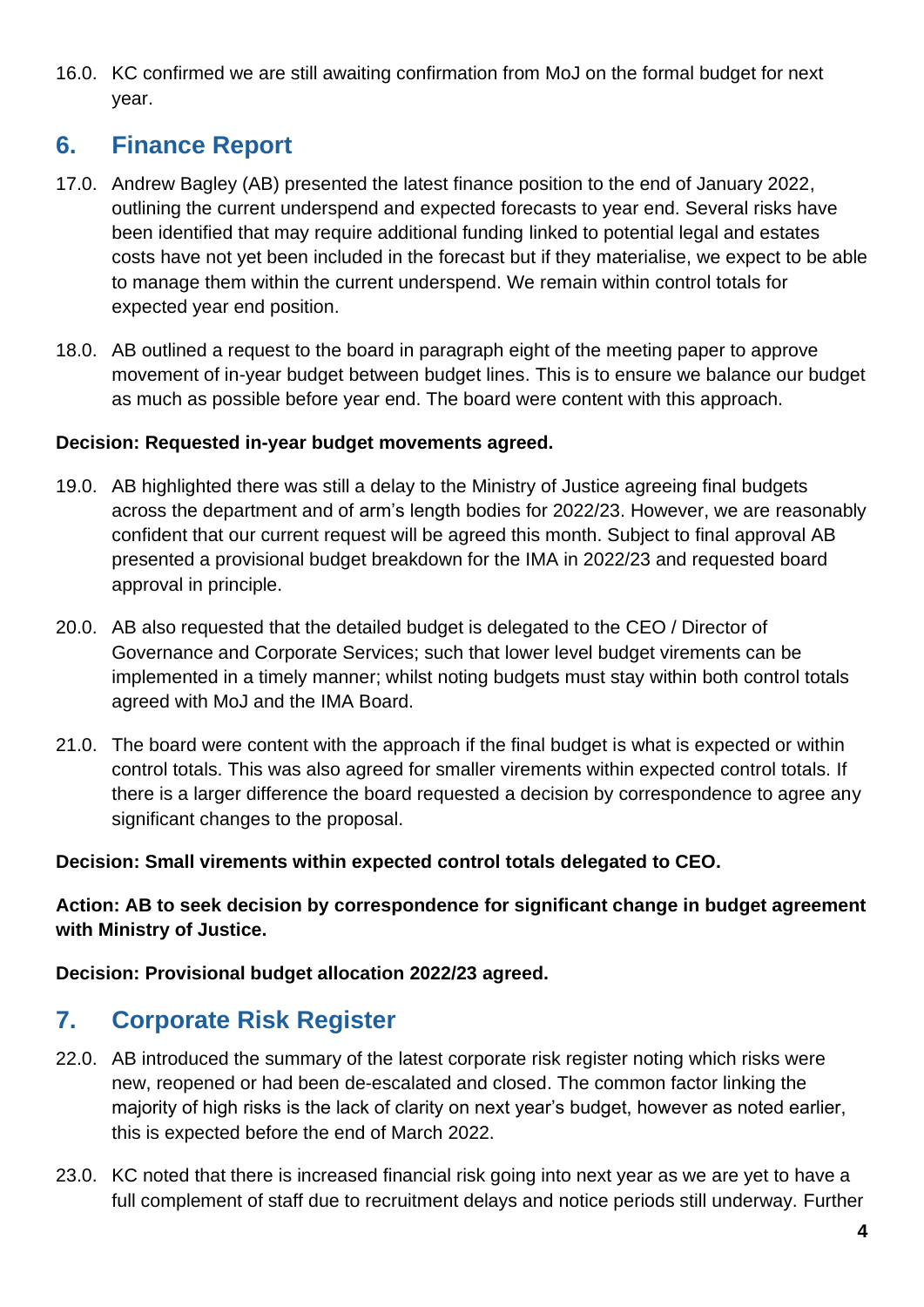16.0. KC confirmed we are still awaiting confirmation from MoJ on the formal budget for next year.

## 6. Finance Report

17.0. Andrew Bagley (AB) presented the latest finance position to the end of January 2022, outlining the current underspend and expected forecasts to year end. Several risks have been identified that may require additional funding linked to potential legal and estates costs have not yet been included in the forecast but if they materialise, we expect to be able to manage them within the current underspend. We remain within control totals for expected year end position.

18.0. AB outlined a request to the board in paragraph eight of the meeting paper to approve movement of in-year budget between budget lines. This is to ensure we balance our budget as much as possible before year end. The board were content with this approach.

**Decision: Requested in-year budget movements agreed.**

19.0. AB highlighted there was still a delay to the Ministry of Justice agreeing final budgets across the department and of arm's length bodies for 2022/23. However, we are reasonably confident that our current request will be agreed this month. Subject to final approval AB presented a provisional budget breakdown for the IMA in 2022/23 and requested board approval in principle.

20.0. AB also requested that the detailed budget is delegated to the CEO / Director of Governance and Corporate Services; such that lower level budget virements can be implemented in a timely manner; whilst noting budgets must stay within both control totals agreed with MoJ and the IMA Board.

21.0. The board were content with the approach if the final budget is what is expected or within control totals. This was also agreed for smaller virements within expected control totals. If there is a larger difference the board requested a decision by correspondence to agree any significant changes to the proposal.

**Decision: Small virements within expected control totals delegated to CEO.**

**Action: AB to seek decision by correspondence for significant change in budget agreement with Ministry of Justice.**

**Decision: Provisional budget allocation 2022/23 agreed.**

## 7. Corporate Risk Register

22.0. AB introduced the summary of the latest corporate risk register noting which risks were new, reopened or had been de-escalated and closed. The common factor linking the majority of high risks is the lack of clarity on next year's budget, however as noted earlier, this is expected before the end of March 2022.

23.0. KC noted that there is increased financial risk going into next year as we are yet to have a full complement of staff due to recruitment delays and notice periods still underway. Further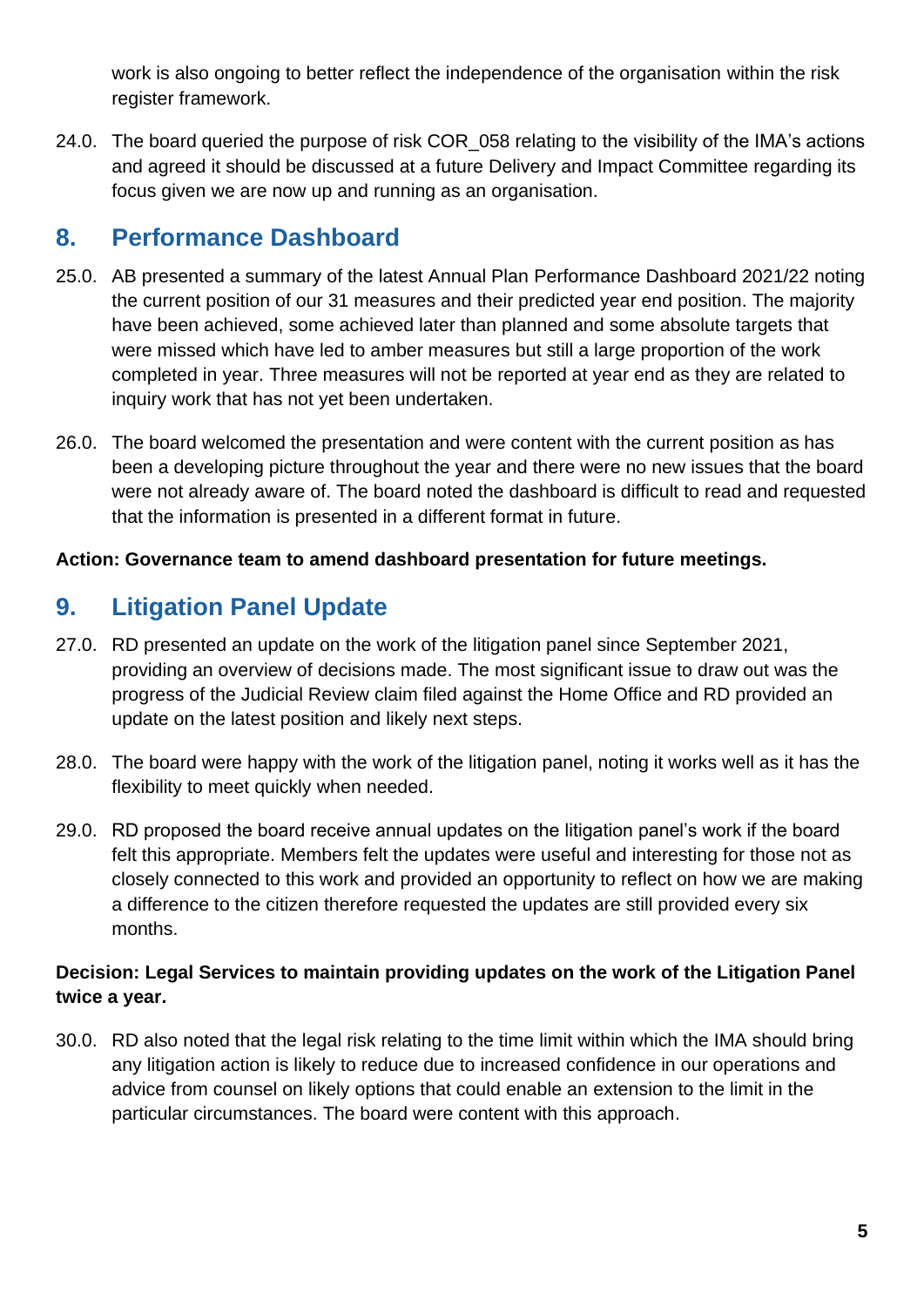work is also ongoing to better reflect the independence of the organisation within the risk register framework.

24.0. The board queried the purpose of risk COR_058 relating to the visibility of the IMA's actions and agreed it should be discussed at a future Delivery and Impact Committee regarding its focus given we are now up and running as an organisation.

## 8. Performance Dashboard

25.0. AB presented a summary of the latest Annual Plan Performance Dashboard 2021/22 noting the current position of our 31 measures and their predicted year end position. The majority have been achieved, some achieved later than planned and some absolute targets that were missed which have led to amber measures but still a large proportion of the work completed in year. Three measures will not be reported at year end as they are related to inquiry work that has not yet been undertaken.

26.0. The board welcomed the presentation and were content with the current position as has been a developing picture throughout the year and there were no new issues that the board were not already aware of. The board noted the dashboard is difficult to read and requested that the information is presented in a different format in future.

**Action: Governance team to amend dashboard presentation for future meetings.**

## 9. Litigation Panel Update

27.0. RD presented an update on the work of the litigation panel since September 2021, providing an overview of decisions made. The most significant issue to draw out was the progress of the Judicial Review claim filed against the Home Office and RD provided an update on the latest position and likely next steps.

28.0. The board were happy with the work of the litigation panel, noting it works well as it has the flexibility to meet quickly when needed.

29.0. RD proposed the board receive annual updates on the litigation panel's work if the board felt this appropriate. Members felt the updates were useful and interesting for those not as closely connected to this work and provided an opportunity to reflect on how we are making a difference to the citizen therefore requested the updates are still provided every six months.

**Decision: Legal Services to maintain providing updates on the work of the Litigation Panel twice a year.**

30.0. RD also noted that the legal risk relating to the time limit within which the IMA should bring any litigation action is likely to reduce due to increased confidence in our operations and advice from counsel on likely options that could enable an extension to the limit in the particular circumstances. The board were content with this approach.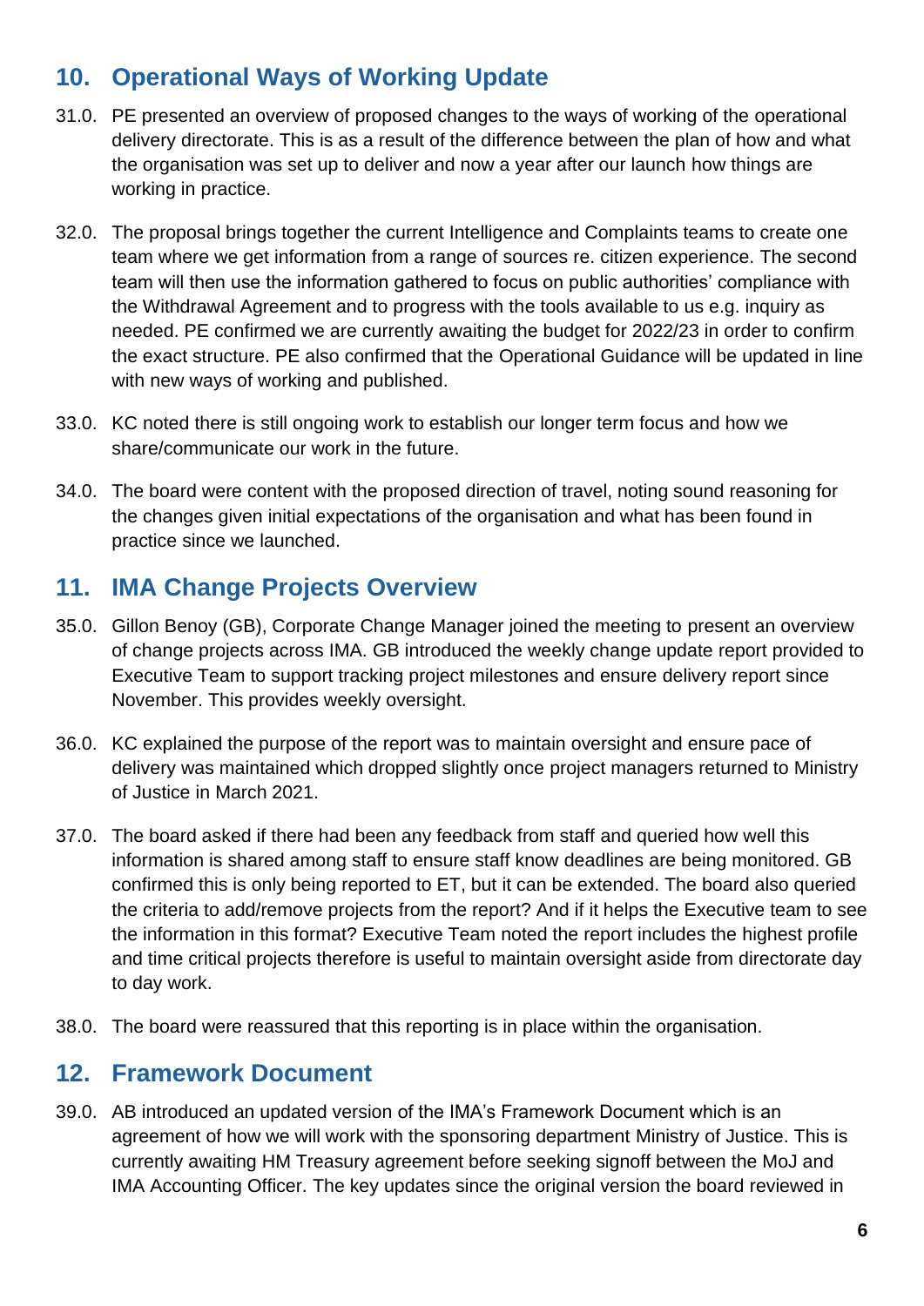## 10. Operational Ways of Working Update

31.0. PE presented an overview of proposed changes to the ways of working of the operational delivery directorate. This is as a result of the difference between the plan of how and what the organisation was set up to deliver and now a year after our launch how things are working in practice.

32.0. The proposal brings together the current Intelligence and Complaints teams to create one team where we get information from a range of sources re. citizen experience. The second team will then use the information gathered to focus on public authorities' compliance with the Withdrawal Agreement and to progress with the tools available to us e.g. inquiry as needed. PE confirmed we are currently awaiting the budget for 2022/23 in order to confirm the exact structure. PE also confirmed that the Operational Guidance will be updated in line with new ways of working and published.

33.0. KC noted there is still ongoing work to establish our longer term focus and how we share/communicate our work in the future.

34.0. The board were content with the proposed direction of travel, noting sound reasoning for the changes given initial expectations of the organisation and what has been found in practice since we launched.

## 11. IMA Change Projects Overview

35.0. Gillon Benoy (GB), Corporate Change Manager joined the meeting to present an overview of change projects across IMA. GB introduced the weekly change update report provided to Executive Team to support tracking project milestones and ensure delivery report since November. This provides weekly oversight.

36.0. KC explained the purpose of the report was to maintain oversight and ensure pace of delivery was maintained which dropped slightly once project managers returned to Ministry of Justice in March 2021.

37.0. The board asked if there had been any feedback from staff and queried how well this information is shared among staff to ensure staff know deadlines are being monitored. GB confirmed this is only being reported to ET, but it can be extended. The board also queried the criteria to add/remove projects from the report? And if it helps the Executive team to see the information in this format? Executive Team noted the report includes the highest profile and time critical projects therefore is useful to maintain oversight aside from directorate day to day work.

38.0. The board were reassured that this reporting is in place within the organisation.

## 12. Framework Document

39.0. AB introduced an updated version of the IMA's Framework Document which is an agreement of how we will work with the sponsoring department Ministry of Justice. This is currently awaiting HM Treasury agreement before seeking signoff between the MoJ and IMA Accounting Officer. The key updates since the original version the board reviewed in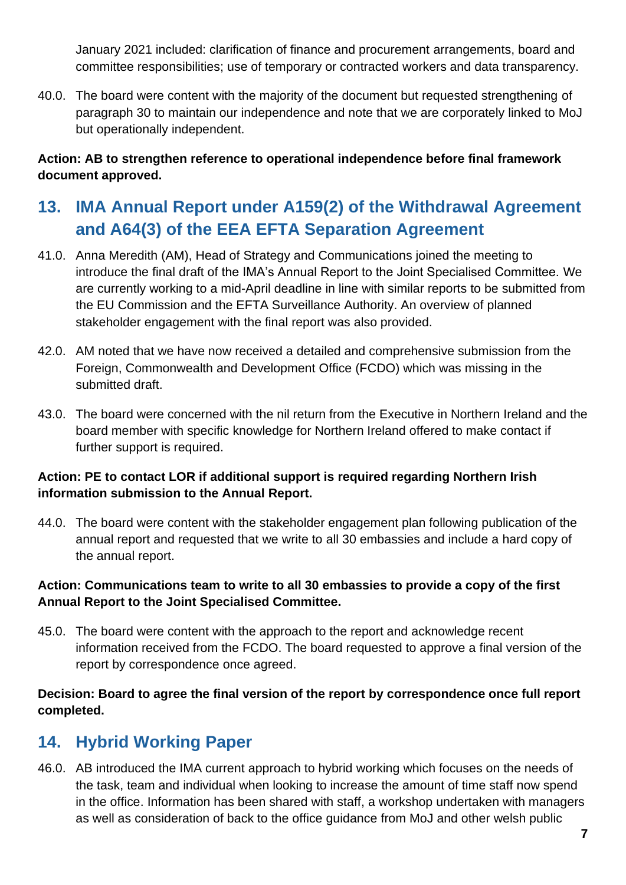January 2021 included: clarification of finance and procurement arrangements, board and committee responsibilities; use of temporary or contracted workers and data transparency.

40.0. The board were content with the majority of the document but requested strengthening of paragraph 30 to maintain our independence and note that we are corporately linked to MoJ but operationally independent.

**Action: AB to strengthen reference to operational independence before final framework document approved.**

## 13. IMA Annual Report under A159(2) of the Withdrawal Agreement and A64(3) of the EEA EFTA Separation Agreement

41.0. Anna Meredith (AM), Head of Strategy and Communications joined the meeting to introduce the final draft of the IMA's Annual Report to the Joint Specialised Committee. We are currently working to a mid-April deadline in line with similar reports to be submitted from the EU Commission and the EFTA Surveillance Authority. An overview of planned stakeholder engagement with the final report was also provided.

42.0. AM noted that we have now received a detailed and comprehensive submission from the Foreign, Commonwealth and Development Office (FCDO) which was missing in the submitted draft.

43.0. The board were concerned with the nil return from the Executive in Northern Ireland and the board member with specific knowledge for Northern Ireland offered to make contact if further support is required.

**Action: PE to contact LOR if additional support is required regarding Northern Irish information submission to the Annual Report.**

44.0. The board were content with the stakeholder engagement plan following publication of the annual report and requested that we write to all 30 embassies and include a hard copy of the annual report.

**Action: Communications team to write to all 30 embassies to provide a copy of the first Annual Report to the Joint Specialised Committee.**

45.0. The board were content with the approach to the report and acknowledge recent information received from the FCDO. The board requested to approve a final version of the report by correspondence once agreed.

**Decision: Board to agree the final version of the report by correspondence once full report completed.**

## 14. Hybrid Working Paper

46.0. AB introduced the IMA current approach to hybrid working which focuses on the needs of the task, team and individual when looking to increase the amount of time staff now spend in the office. Information has been shared with staff, a workshop undertaken with managers as well as consideration of back to the office guidance from MoJ and other welsh public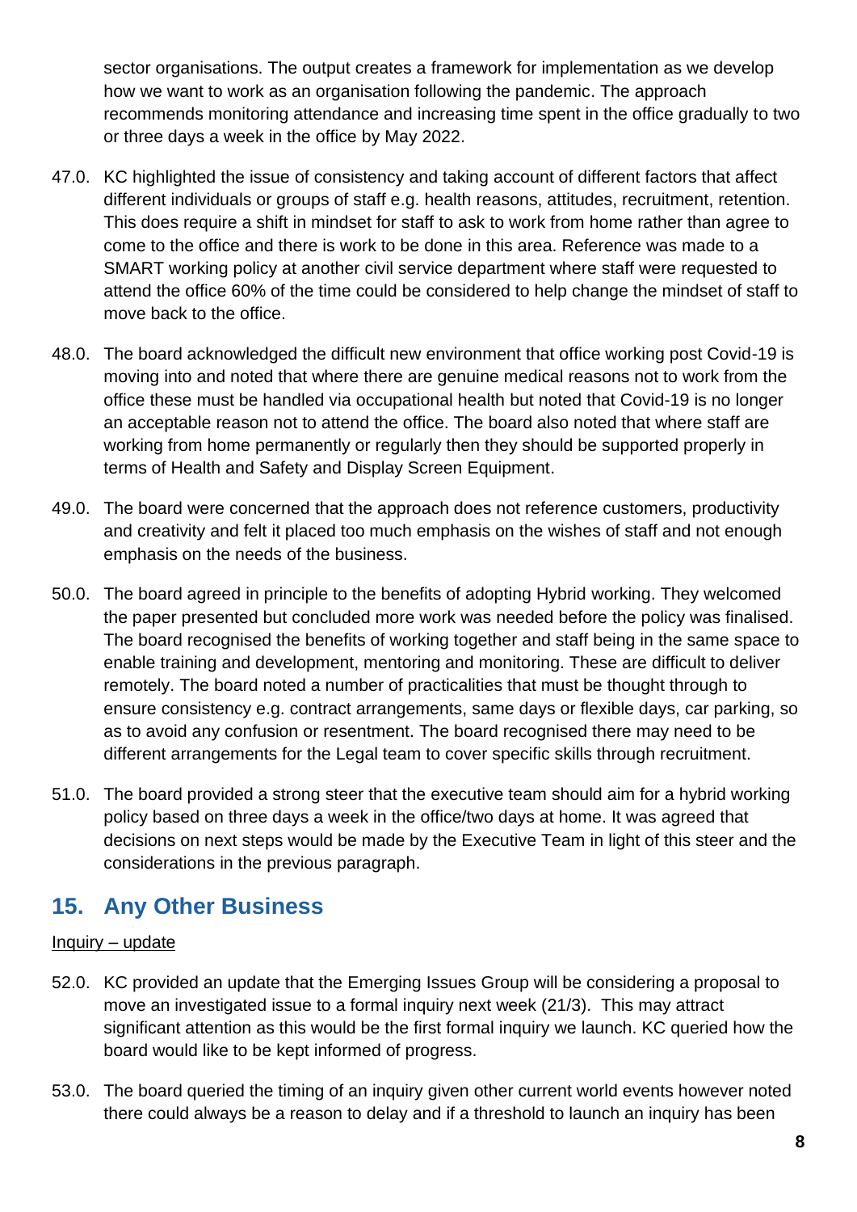sector organisations. The output creates a framework for implementation as we develop how we want to work as an organisation following the pandemic. The approach recommends monitoring attendance and increasing time spent in the office gradually to two or three days a week in the office by May 2022.

47.0. KC highlighted the issue of consistency and taking account of different factors that affect different individuals or groups of staff e.g. health reasons, attitudes, recruitment, retention. This does require a shift in mindset for staff to ask to work from home rather than agree to come to the office and there is work to be done in this area. Reference was made to a SMART working policy at another civil service department where staff were requested to attend the office 60% of the time could be considered to help change the mindset of staff to move back to the office.

48.0. The board acknowledged the difficult new environment that office working post Covid-19 is moving into and noted that where there are genuine medical reasons not to work from the office these must be handled via occupational health but noted that Covid-19 is no longer an acceptable reason not to attend the office. The board also noted that where staff are working from home permanently or regularly then they should be supported properly in terms of Health and Safety and Display Screen Equipment.

49.0. The board were concerned that the approach does not reference customers, productivity and creativity and felt it placed too much emphasis on the wishes of staff and not enough emphasis on the needs of the business.

50.0. The board agreed in principle to the benefits of adopting Hybrid working. They welcomed the paper presented but concluded more work was needed before the policy was finalised. The board recognised the benefits of working together and staff being in the same space to enable training and development, mentoring and monitoring. These are difficult to deliver remotely. The board noted a number of practicalities that must be thought through to ensure consistency e.g. contract arrangements, same days or flexible days, car parking, so as to avoid any confusion or resentment. The board recognised there may need to be different arrangements for the Legal team to cover specific skills through recruitment.

51.0. The board provided a strong steer that the executive team should aim for a hybrid working policy based on three days a week in the office/two days at home. It was agreed that decisions on next steps would be made by the Executive Team in light of this steer and the considerations in the previous paragraph.

## 15. Any Other Business

Inquiry – update

52.0. KC provided an update that the Emerging Issues Group will be considering a proposal to move an investigated issue to a formal inquiry next week (21/3). This may attract significant attention as this would be the first formal inquiry we launch. KC queried how the board would like to be kept informed of progress.

53.0. The board queried the timing of an inquiry given other current world events however noted there could always be a reason to delay and if a threshold to launch an inquiry has been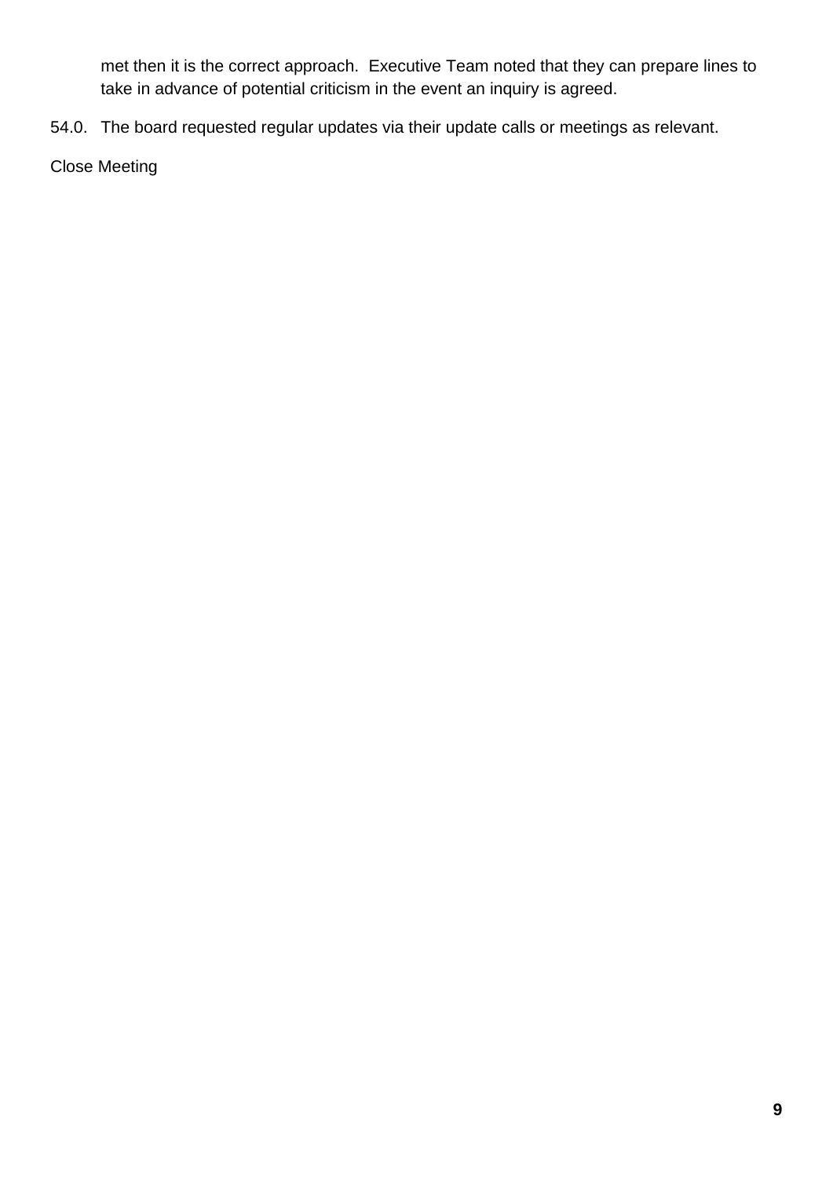met then it is the correct approach.  Executive Team noted that they can prepare lines to take in advance of potential criticism in the event an inquiry is agreed.

54.0. The board requested regular updates via their update calls or meetings as relevant.

Close Meeting